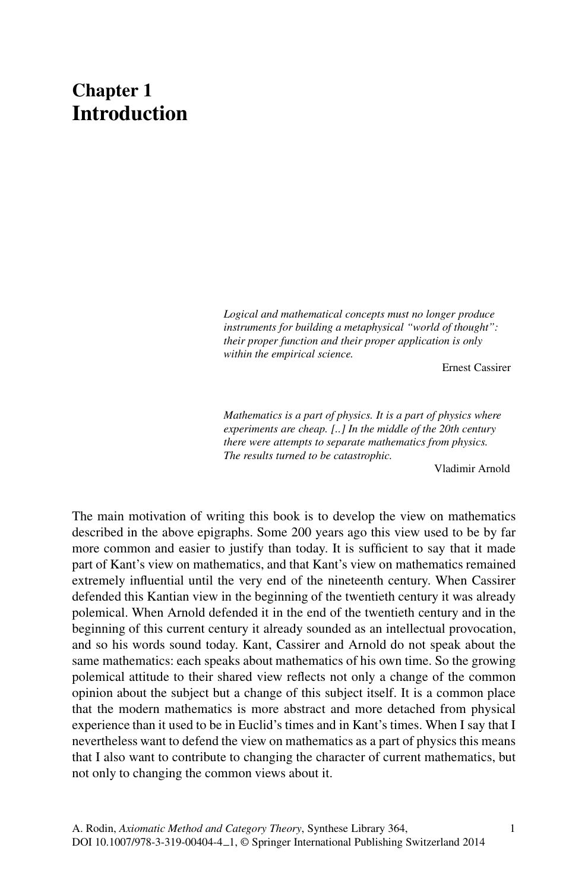# Chapter 1
# Introduction

> *Logical and mathematical concepts must no longer produce instruments for building a metaphysical "world of thought": their proper function and their proper application is only within the empirical science.*
>
> Ernest Cassirer

> *Mathematics is a part of physics. It is a part of physics where experiments are cheap. [..] In the middle of the 20th century there were attempts to separate mathematics from physics. The results turned to be catastrophic.*
>
> Vladimir Arnold

The main motivation of writing this book is to develop the view on mathematics described in the above epigraphs. Some 200 years ago this view used to be by far more common and easier to justify than today. It is sufficient to say that it made part of Kant's view on mathematics, and that Kant's view on mathematics remained extremely influential until the very end of the nineteenth century. When Cassirer defended this Kantian view in the beginning of the twentieth century it was already polemical. When Arnold defended it in the end of the twentieth century and in the beginning of this current century it already sounded as an intellectual provocation, and so his words sound today. Kant, Cassirer and Arnold do not speak about the same mathematics: each speaks about mathematics of his own time. So the growing polemical attitude to their shared view reflects not only a change of the common opinion about the subject but a change of this subject itself. It is a common place that the modern mathematics is more abstract and more detached from physical experience than it used to be in Euclid's times and in Kant's times. When I say that I nevertheless want to defend the view on mathematics as a part of physics this means that I also want to contribute to changing the character of current mathematics, but not only to changing the common views about it.

A. Rodin, *Axiomatic Method and Category Theory*, Synthese Library 364, DOI 10.1007/978-3-319-00404-4_1, © Springer International Publishing Switzerland 2014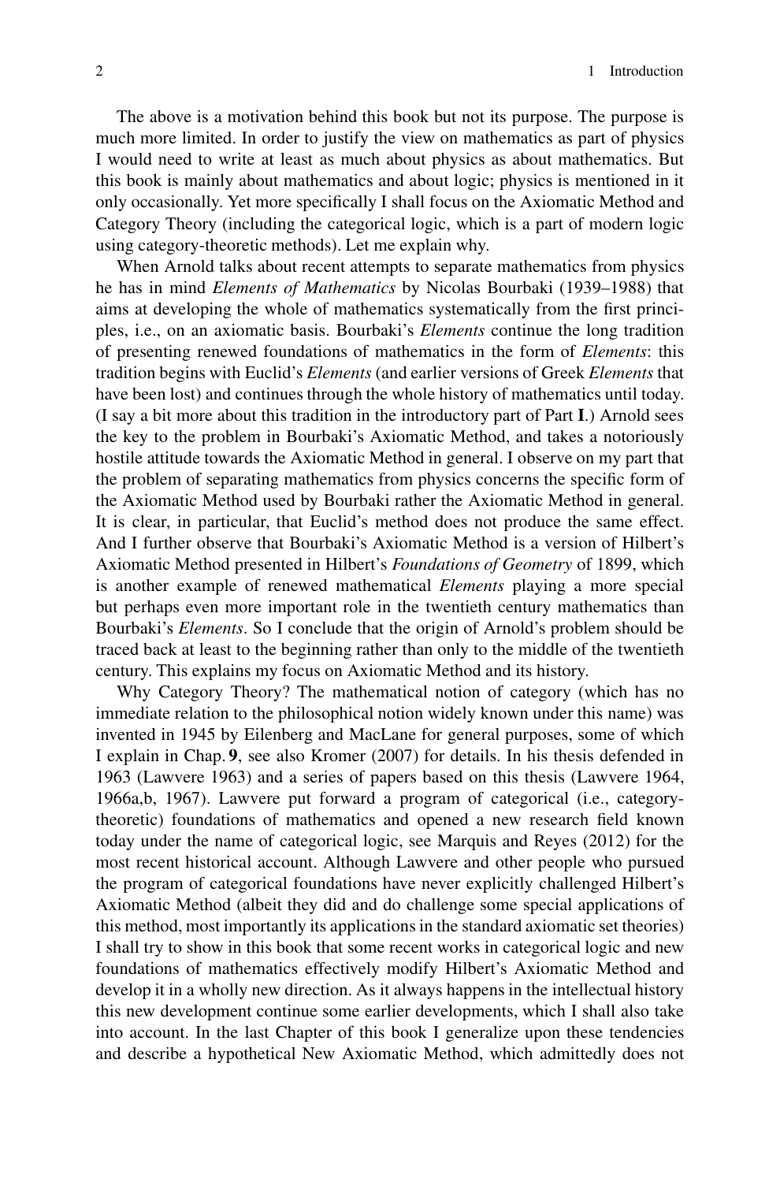The above is a motivation behind this book but not its purpose. The purpose is much more limited. In order to justify the view on mathematics as part of physics I would need to write at least as much about physics as about mathematics. But this book is mainly about mathematics and about logic; physics is mentioned in it only occasionally. Yet more specifically I shall focus on the Axiomatic Method and Category Theory (including the categorical logic, which is a part of modern logic using category-theoretic methods). Let me explain why.

When Arnold talks about recent attempts to separate mathematics from physics he has in mind *Elements of Mathematics* by Nicolas Bourbaki (1939–1988) that aims at developing the whole of mathematics systematically from the first principles, i.e., on an axiomatic basis. Bourbaki's *Elements* continue the long tradition of presenting renewed foundations of mathematics in the form of *Elements*: this tradition begins with Euclid's *Elements* (and earlier versions of Greek *Elements* that have been lost) and continues through the whole history of mathematics until today. (I say a bit more about this tradition in the introductory part of Part **I**.) Arnold sees the key to the problem in Bourbaki's Axiomatic Method, and takes a notoriously hostile attitude towards the Axiomatic Method in general. I observe on my part that the problem of separating mathematics from physics concerns the specific form of the Axiomatic Method used by Bourbaki rather the Axiomatic Method in general. It is clear, in particular, that Euclid's method does not produce the same effect. And I further observe that Bourbaki's Axiomatic Method is a version of Hilbert's Axiomatic Method presented in Hilbert's *Foundations of Geometry* of 1899, which is another example of renewed mathematical *Elements* playing a more special but perhaps even more important role in the twentieth century mathematics than Bourbaki's *Elements*. So I conclude that the origin of Arnold's problem should be traced back at least to the beginning rather than only to the middle of the twentieth century. This explains my focus on Axiomatic Method and its history.

Why Category Theory? The mathematical notion of category (which has no immediate relation to the philosophical notion widely known under this name) was invented in 1945 by Eilenberg and MacLane for general purposes, some of which I explain in Chap. **9**, see also Kromer (2007) for details. In his thesis defended in 1963 (Lawvere 1963) and a series of papers based on this thesis (Lawvere 1964, 1966a,b, 1967). Lawvere put forward a program of categorical (i.e., category-theoretic) foundations of mathematics and opened a new research field known today under the name of categorical logic, see Marquis and Reyes (2012) for the most recent historical account. Although Lawvere and other people who pursued the program of categorical foundations have never explicitly challenged Hilbert's Axiomatic Method (albeit they did and do challenge some special applications of this method, most importantly its applications in the standard axiomatic set theories) I shall try to show in this book that some recent works in categorical logic and new foundations of mathematics effectively modify Hilbert's Axiomatic Method and develop it in a wholly new direction. As it always happens in the intellectual history this new development continue some earlier developments, which I shall also take into account. In the last Chapter of this book I generalize upon these tendencies and describe a hypothetical New Axiomatic Method, which admittedly does not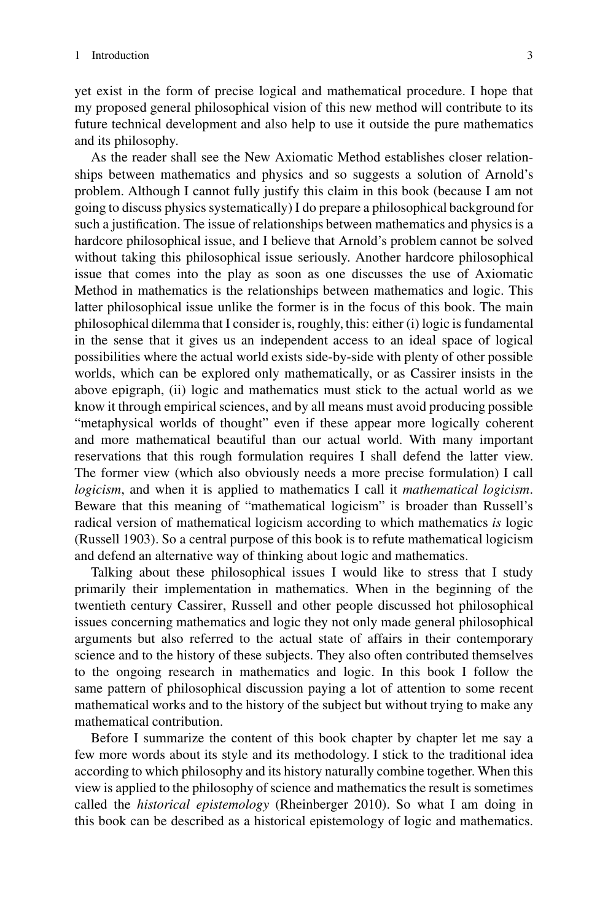yet exist in the form of precise logical and mathematical procedure. I hope that my proposed general philosophical vision of this new method will contribute to its future technical development and also help to use it outside the pure mathematics and its philosophy.

As the reader shall see the New Axiomatic Method establishes closer relationships between mathematics and physics and so suggests a solution of Arnold's problem. Although I cannot fully justify this claim in this book (because I am not going to discuss physics systematically) I do prepare a philosophical background for such a justification. The issue of relationships between mathematics and physics is a hardcore philosophical issue, and I believe that Arnold's problem cannot be solved without taking this philosophical issue seriously. Another hardcore philosophical issue that comes into the play as soon as one discusses the use of Axiomatic Method in mathematics is the relationships between mathematics and logic. This latter philosophical issue unlike the former is in the focus of this book. The main philosophical dilemma that I consider is, roughly, this: either (i) logic is fundamental in the sense that it gives us an independent access to an ideal space of logical possibilities where the actual world exists side-by-side with plenty of other possible worlds, which can be explored only mathematically, or as Cassirer insists in the above epigraph, (ii) logic and mathematics must stick to the actual world as we know it through empirical sciences, and by all means must avoid producing possible "metaphysical worlds of thought" even if these appear more logically coherent and more mathematical beautiful than our actual world. With many important reservations that this rough formulation requires I shall defend the latter view. The former view (which also obviously needs a more precise formulation) I call *logicism*, and when it is applied to mathematics I call it *mathematical logicism*. Beware that this meaning of "mathematical logicism" is broader than Russell's radical version of mathematical logicism according to which mathematics *is* logic (Russell 1903). So a central purpose of this book is to refute mathematical logicism and defend an alternative way of thinking about logic and mathematics.

Talking about these philosophical issues I would like to stress that I study primarily their implementation in mathematics. When in the beginning of the twentieth century Cassirer, Russell and other people discussed hot philosophical issues concerning mathematics and logic they not only made general philosophical arguments but also referred to the actual state of affairs in their contemporary science and to the history of these subjects. They also often contributed themselves to the ongoing research in mathematics and logic. In this book I follow the same pattern of philosophical discussion paying a lot of attention to some recent mathematical works and to the history of the subject but without trying to make any mathematical contribution.

Before I summarize the content of this book chapter by chapter let me say a few more words about its style and its methodology. I stick to the traditional idea according to which philosophy and its history naturally combine together. When this view is applied to the philosophy of science and mathematics the result is sometimes called the *historical epistemology* (Rheinberger 2010). So what I am doing in this book can be described as a historical epistemology of logic and mathematics.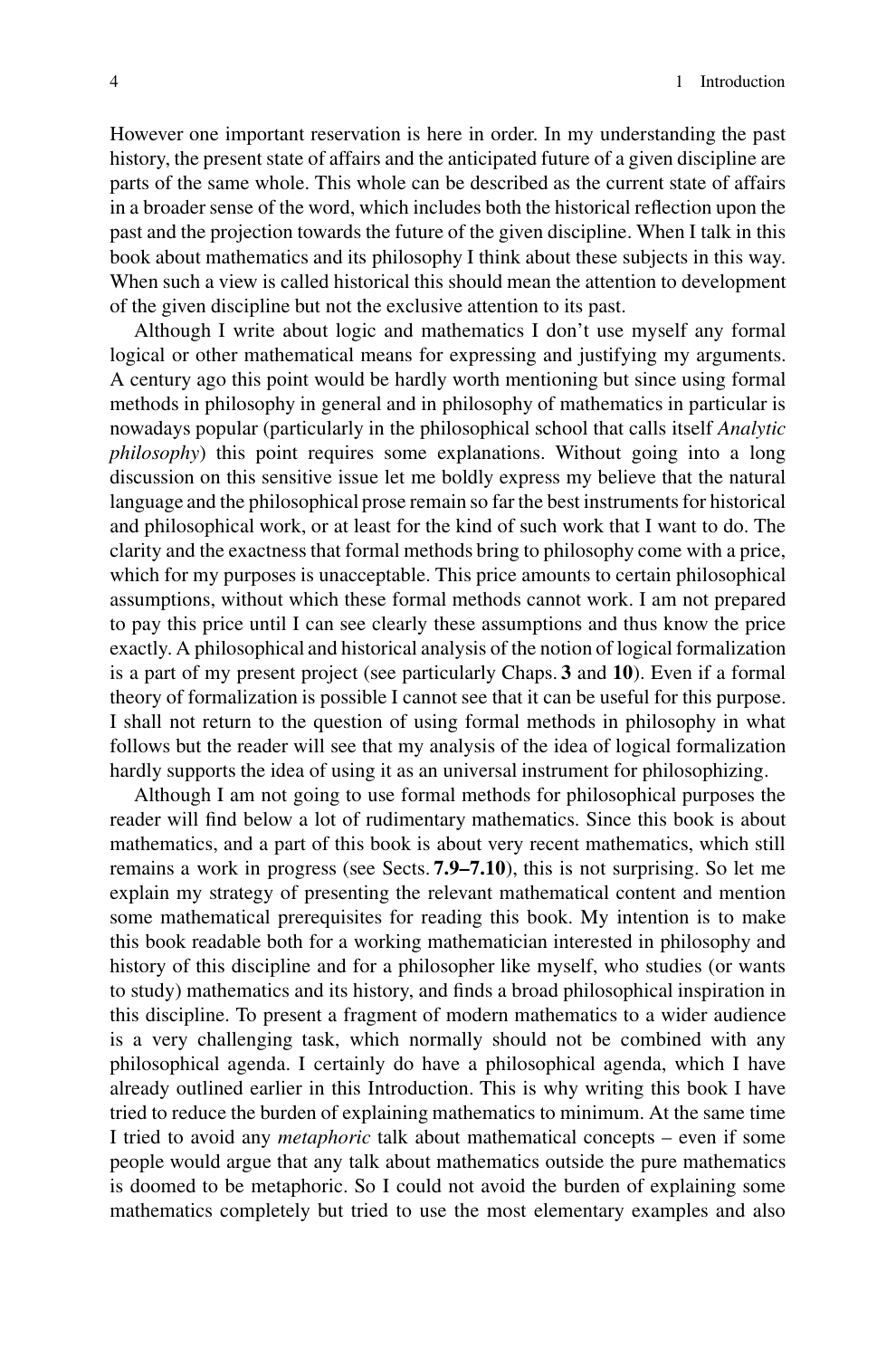However one important reservation is here in order. In my understanding the past history, the present state of affairs and the anticipated future of a given discipline are parts of the same whole. This whole can be described as the current state of affairs in a broader sense of the word, which includes both the historical reflection upon the past and the projection towards the future of the given discipline. When I talk in this book about mathematics and its philosophy I think about these subjects in this way. When such a view is called historical this should mean the attention to development of the given discipline but not the exclusive attention to its past.

Although I write about logic and mathematics I don't use myself any formal logical or other mathematical means for expressing and justifying my arguments. A century ago this point would be hardly worth mentioning but since using formal methods in philosophy in general and in philosophy of mathematics in particular is nowadays popular (particularly in the philosophical school that calls itself *Analytic philosophy*) this point requires some explanations. Without going into a long discussion on this sensitive issue let me boldly express my believe that the natural language and the philosophical prose remain so far the best instruments for historical and philosophical work, or at least for the kind of such work that I want to do. The clarity and the exactness that formal methods bring to philosophy come with a price, which for my purposes is unacceptable. This price amounts to certain philosophical assumptions, without which these formal methods cannot work. I am not prepared to pay this price until I can see clearly these assumptions and thus know the price exactly. A philosophical and historical analysis of the notion of logical formalization is a part of my present project (see particularly Chaps. **3** and **10**). Even if a formal theory of formalization is possible I cannot see that it can be useful for this purpose. I shall not return to the question of using formal methods in philosophy in what follows but the reader will see that my analysis of the idea of logical formalization hardly supports the idea of using it as an universal instrument for philosophizing.

Although I am not going to use formal methods for philosophical purposes the reader will find below a lot of rudimentary mathematics. Since this book is about mathematics, and a part of this book is about very recent mathematics, which still remains a work in progress (see Sects. **7.9–7.10**), this is not surprising. So let me explain my strategy of presenting the relevant mathematical content and mention some mathematical prerequisites for reading this book. My intention is to make this book readable both for a working mathematician interested in philosophy and history of this discipline and for a philosopher like myself, who studies (or wants to study) mathematics and its history, and finds a broad philosophical inspiration in this discipline. To present a fragment of modern mathematics to a wider audience is a very challenging task, which normally should not be combined with any philosophical agenda. I certainly do have a philosophical agenda, which I have already outlined earlier in this Introduction. This is why writing this book I have tried to reduce the burden of explaining mathematics to minimum. At the same time I tried to avoid any *metaphoric* talk about mathematical concepts – even if some people would argue that any talk about mathematics outside the pure mathematics is doomed to be metaphoric. So I could not avoid the burden of explaining some mathematics completely but tried to use the most elementary examples and also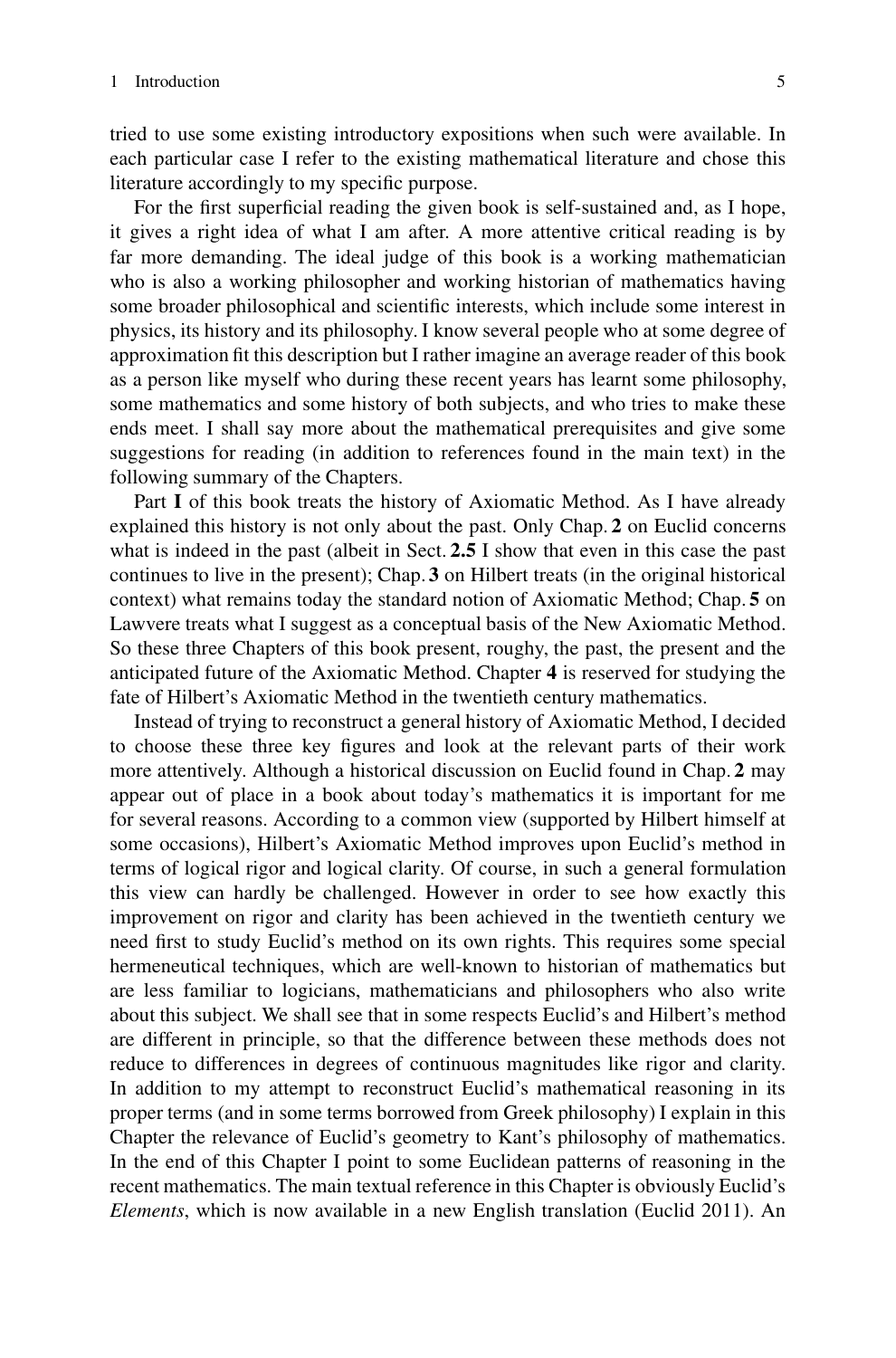tried to use some existing introductory expositions when such were available. In each particular case I refer to the existing mathematical literature and chose this literature accordingly to my specific purpose.

For the first superficial reading the given book is self-sustained and, as I hope, it gives a right idea of what I am after. A more attentive critical reading is by far more demanding. The ideal judge of this book is a working mathematician who is also a working philosopher and working historian of mathematics having some broader philosophical and scientific interests, which include some interest in physics, its history and its philosophy. I know several people who at some degree of approximation fit this description but I rather imagine an average reader of this book as a person like myself who during these recent years has learnt some philosophy, some mathematics and some history of both subjects, and who tries to make these ends meet. I shall say more about the mathematical prerequisites and give some suggestions for reading (in addition to references found in the main text) in the following summary of the Chapters.

Part **I** of this book treats the history of Axiomatic Method. As I have already explained this history is not only about the past. Only Chap. **2** on Euclid concerns what is indeed in the past (albeit in Sect. **2.5** I show that even in this case the past continues to live in the present); Chap. **3** on Hilbert treats (in the original historical context) what remains today the standard notion of Axiomatic Method; Chap. **5** on Lawvere treats what I suggest as a conceptual basis of the New Axiomatic Method. So these three Chapters of this book present, roughy, the past, the present and the anticipated future of the Axiomatic Method. Chapter **4** is reserved for studying the fate of Hilbert's Axiomatic Method in the twentieth century mathematics.

Instead of trying to reconstruct a general history of Axiomatic Method, I decided to choose these three key figures and look at the relevant parts of their work more attentively. Although a historical discussion on Euclid found in Chap. **2** may appear out of place in a book about today's mathematics it is important for me for several reasons. According to a common view (supported by Hilbert himself at some occasions), Hilbert's Axiomatic Method improves upon Euclid's method in terms of logical rigor and logical clarity. Of course, in such a general formulation this view can hardly be challenged. However in order to see how exactly this improvement on rigor and clarity has been achieved in the twentieth century we need first to study Euclid's method on its own rights. This requires some special hermeneutical techniques, which are well-known to historian of mathematics but are less familiar to logicians, mathematicians and philosophers who also write about this subject. We shall see that in some respects Euclid's and Hilbert's method are different in principle, so that the difference between these methods does not reduce to differences in degrees of continuous magnitudes like rigor and clarity. In addition to my attempt to reconstruct Euclid's mathematical reasoning in its proper terms (and in some terms borrowed from Greek philosophy) I explain in this Chapter the relevance of Euclid's geometry to Kant's philosophy of mathematics. In the end of this Chapter I point to some Euclidean patterns of reasoning in the recent mathematics. The main textual reference in this Chapter is obviously Euclid's *Elements*, which is now available in a new English translation (Euclid 2011). An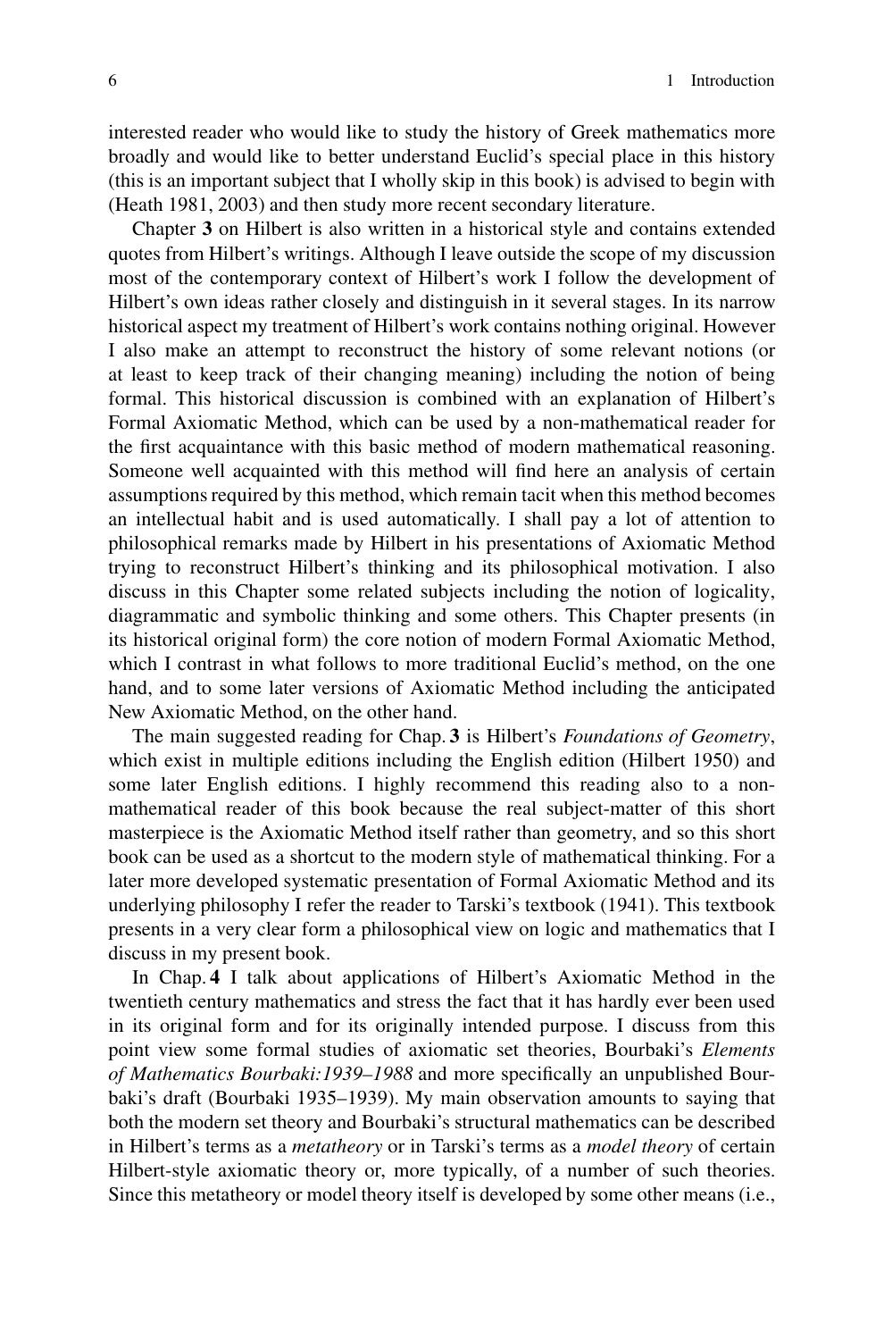interested reader who would like to study the history of Greek mathematics more broadly and would like to better understand Euclid's special place in this history (this is an important subject that I wholly skip in this book) is advised to begin with (Heath 1981, 2003) and then study more recent secondary literature.

Chapter **3** on Hilbert is also written in a historical style and contains extended quotes from Hilbert's writings. Although I leave outside the scope of my discussion most of the contemporary context of Hilbert's work I follow the development of Hilbert's own ideas rather closely and distinguish in it several stages. In its narrow historical aspect my treatment of Hilbert's work contains nothing original. However I also make an attempt to reconstruct the history of some relevant notions (or at least to keep track of their changing meaning) including the notion of being formal. This historical discussion is combined with an explanation of Hilbert's Formal Axiomatic Method, which can be used by a non-mathematical reader for the first acquaintance with this basic method of modern mathematical reasoning. Someone well acquainted with this method will find here an analysis of certain assumptions required by this method, which remain tacit when this method becomes an intellectual habit and is used automatically. I shall pay a lot of attention to philosophical remarks made by Hilbert in his presentations of Axiomatic Method trying to reconstruct Hilbert's thinking and its philosophical motivation. I also discuss in this Chapter some related subjects including the notion of logicality, diagrammatic and symbolic thinking and some others. This Chapter presents (in its historical original form) the core notion of modern Formal Axiomatic Method, which I contrast in what follows to more traditional Euclid's method, on the one hand, and to some later versions of Axiomatic Method including the anticipated New Axiomatic Method, on the other hand.

The main suggested reading for Chap. **3** is Hilbert's *Foundations of Geometry*, which exist in multiple editions including the English edition (Hilbert 1950) and some later English editions. I highly recommend this reading also to a non-mathematical reader of this book because the real subject-matter of this short masterpiece is the Axiomatic Method itself rather than geometry, and so this short book can be used as a shortcut to the modern style of mathematical thinking. For a later more developed systematic presentation of Formal Axiomatic Method and its underlying philosophy I refer the reader to Tarski's textbook (1941). This textbook presents in a very clear form a philosophical view on logic and mathematics that I discuss in my present book.

In Chap. **4** I talk about applications of Hilbert's Axiomatic Method in the twentieth century mathematics and stress the fact that it has hardly ever been used in its original form and for its originally intended purpose. I discuss from this point view some formal studies of axiomatic set theories, Bourbaki's *Elements of Mathematics Bourbaki:1939–1988* and more specifically an unpublished Bourbaki's draft (Bourbaki 1935–1939). My main observation amounts to saying that both the modern set theory and Bourbaki's structural mathematics can be described in Hilbert's terms as a *metatheory* or in Tarski's terms as a *model theory* of certain Hilbert-style axiomatic theory or, more typically, of a number of such theories. Since this metatheory or model theory itself is developed by some other means (i.e.,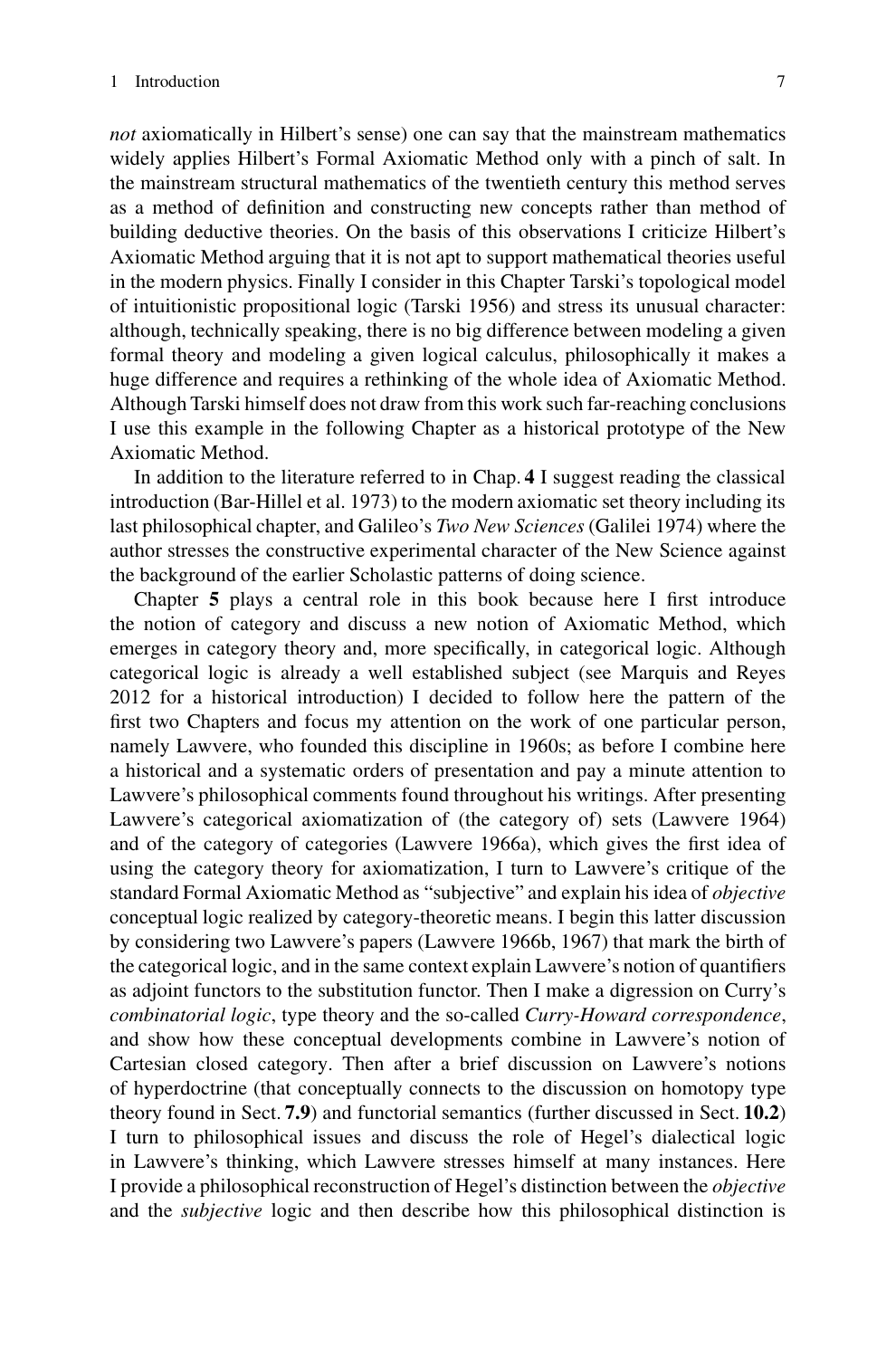*not* axiomatically in Hilbert's sense) one can say that the mainstream mathematics widely applies Hilbert's Formal Axiomatic Method only with a pinch of salt. In the mainstream structural mathematics of the twentieth century this method serves as a method of definition and constructing new concepts rather than method of building deductive theories. On the basis of this observations I criticize Hilbert's Axiomatic Method arguing that it is not apt to support mathematical theories useful in the modern physics. Finally I consider in this Chapter Tarski's topological model of intuitionistic propositional logic (Tarski 1956) and stress its unusual character: although, technically speaking, there is no big difference between modeling a given formal theory and modeling a given logical calculus, philosophically it makes a huge difference and requires a rethinking of the whole idea of Axiomatic Method. Although Tarski himself does not draw from this work such far-reaching conclusions I use this example in the following Chapter as a historical prototype of the New Axiomatic Method.

In addition to the literature referred to in Chap. **4** I suggest reading the classical introduction (Bar-Hillel et al. 1973) to the modern axiomatic set theory including its last philosophical chapter, and Galileo's *Two New Sciences* (Galilei 1974) where the author stresses the constructive experimental character of the New Science against the background of the earlier Scholastic patterns of doing science.

Chapter **5** plays a central role in this book because here I first introduce the notion of category and discuss a new notion of Axiomatic Method, which emerges in category theory and, more specifically, in categorical logic. Although categorical logic is already a well established subject (see Marquis and Reyes 2012 for a historical introduction) I decided to follow here the pattern of the first two Chapters and focus my attention on the work of one particular person, namely Lawvere, who founded this discipline in 1960s; as before I combine here a historical and a systematic orders of presentation and pay a minute attention to Lawvere's philosophical comments found throughout his writings. After presenting Lawvere's categorical axiomatization of (the category of) sets (Lawvere 1964) and of the category of categories (Lawvere 1966a), which gives the first idea of using the category theory for axiomatization, I turn to Lawvere's critique of the standard Formal Axiomatic Method as "subjective" and explain his idea of *objective* conceptual logic realized by category-theoretic means. I begin this latter discussion by considering two Lawvere's papers (Lawvere 1966b, 1967) that mark the birth of the categorical logic, and in the same context explain Lawvere's notion of quantifiers as adjoint functors to the substitution functor. Then I make a digression on Curry's *combinatorial logic*, type theory and the so-called *Curry-Howard correspondence*, and show how these conceptual developments combine in Lawvere's notion of Cartesian closed category. Then after a brief discussion on Lawvere's notions of hyperdoctrine (that conceptually connects to the discussion on homotopy type theory found in Sect. **7.9**) and functorial semantics (further discussed in Sect. **10.2**) I turn to philosophical issues and discuss the role of Hegel's dialectical logic in Lawvere's thinking, which Lawvere stresses himself at many instances. Here I provide a philosophical reconstruction of Hegel's distinction between the *objective* and the *subjective* logic and then describe how this philosophical distinction is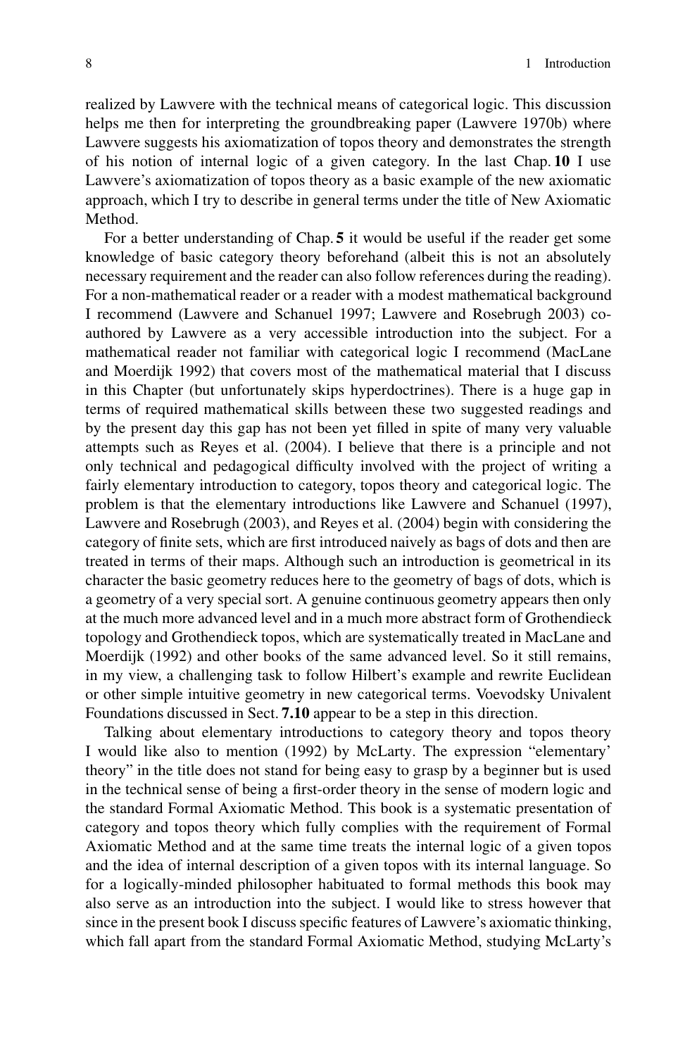realized by Lawvere with the technical means of categorical logic. This discussion helps me then for interpreting the groundbreaking paper (Lawvere 1970b) where Lawvere suggests his axiomatization of topos theory and demonstrates the strength of his notion of internal logic of a given category. In the last Chap. **10** I use Lawvere's axiomatization of topos theory as a basic example of the new axiomatic approach, which I try to describe in general terms under the title of New Axiomatic Method.

For a better understanding of Chap. **5** it would be useful if the reader get some knowledge of basic category theory beforehand (albeit this is not an absolutely necessary requirement and the reader can also follow references during the reading). For a non-mathematical reader or a reader with a modest mathematical background I recommend (Lawvere and Schanuel 1997; Lawvere and Rosebrugh 2003) co-authored by Lawvere as a very accessible introduction into the subject. For a mathematical reader not familiar with categorical logic I recommend (MacLane and Moerdijk 1992) that covers most of the mathematical material that I discuss in this Chapter (but unfortunately skips hyperdoctrines). There is a huge gap in terms of required mathematical skills between these two suggested readings and by the present day this gap has not been yet filled in spite of many very valuable attempts such as Reyes et al. (2004). I believe that there is a principle and not only technical and pedagogical difficulty involved with the project of writing a fairly elementary introduction to category, topos theory and categorical logic. The problem is that the elementary introductions like Lawvere and Schanuel (1997), Lawvere and Rosebrugh (2003), and Reyes et al. (2004) begin with considering the category of finite sets, which are first introduced naively as bags of dots and then are treated in terms of their maps. Although such an introduction is geometrical in its character the basic geometry reduces here to the geometry of bags of dots, which is a geometry of a very special sort. A genuine continuous geometry appears then only at the much more advanced level and in a much more abstract form of Grothendieck topology and Grothendieck topos, which are systematically treated in MacLane and Moerdijk (1992) and other books of the same advanced level. So it still remains, in my view, a challenging task to follow Hilbert's example and rewrite Euclidean or other simple intuitive geometry in new categorical terms. Voevodsky Univalent Foundations discussed in Sect. **7.10** appear to be a step in this direction.

Talking about elementary introductions to category theory and topos theory I would like also to mention (1992) by McLarty. The expression "elementary' theory" in the title does not stand for being easy to grasp by a beginner but is used in the technical sense of being a first-order theory in the sense of modern logic and the standard Formal Axiomatic Method. This book is a systematic presentation of category and topos theory which fully complies with the requirement of Formal Axiomatic Method and at the same time treats the internal logic of a given topos and the idea of internal description of a given topos with its internal language. So for a logically-minded philosopher habituated to formal methods this book may also serve as an introduction into the subject. I would like to stress however that since in the present book I discuss specific features of Lawvere's axiomatic thinking, which fall apart from the standard Formal Axiomatic Method, studying McLarty's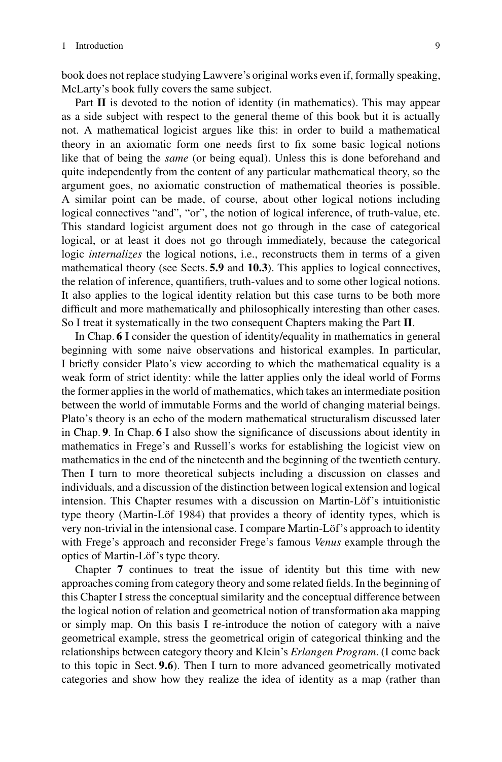book does not replace studying Lawvere's original works even if, formally speaking, McLarty's book fully covers the same subject.

Part **II** is devoted to the notion of identity (in mathematics). This may appear as a side subject with respect to the general theme of this book but it is actually not. A mathematical logicist argues like this: in order to build a mathematical theory in an axiomatic form one needs first to fix some basic logical notions like that of being the *same* (or being equal). Unless this is done beforehand and quite independently from the content of any particular mathematical theory, so the argument goes, no axiomatic construction of mathematical theories is possible. A similar point can be made, of course, about other logical notions including logical connectives "and", "or", the notion of logical inference, of truth-value, etc. This standard logicist argument does not go through in the case of categorical logical, or at least it does not go through immediately, because the categorical logic *internalizes* the logical notions, i.e., reconstructs them in terms of a given mathematical theory (see Sects. **5.9** and **10.3**). This applies to logical connectives, the relation of inference, quantifiers, truth-values and to some other logical notions. It also applies to the logical identity relation but this case turns to be both more difficult and more mathematically and philosophically interesting than other cases. So I treat it systematically in the two consequent Chapters making the Part **II**.

In Chap. **6** I consider the question of identity/equality in mathematics in general beginning with some naive observations and historical examples. In particular, I briefly consider Plato's view according to which the mathematical equality is a weak form of strict identity: while the latter applies only the ideal world of Forms the former applies in the world of mathematics, which takes an intermediate position between the world of immutable Forms and the world of changing material beings. Plato's theory is an echo of the modern mathematical structuralism discussed later in Chap. **9**. In Chap. **6** I also show the significance of discussions about identity in mathematics in Frege's and Russell's works for establishing the logicist view on mathematics in the end of the nineteenth and the beginning of the twentieth century. Then I turn to more theoretical subjects including a discussion on classes and individuals, and a discussion of the distinction between logical extension and logical intension. This Chapter resumes with a discussion on Martin-Löf's intuitionistic type theory (Martin-Löf 1984) that provides a theory of identity types, which is very non-trivial in the intensional case. I compare Martin-Löf's approach to identity with Frege's approach and reconsider Frege's famous *Venus* example through the optics of Martin-Löf's type theory.

Chapter **7** continues to treat the issue of identity but this time with new approaches coming from category theory and some related fields. In the beginning of this Chapter I stress the conceptual similarity and the conceptual difference between the logical notion of relation and geometrical notion of transformation aka mapping or simply map. On this basis I re-introduce the notion of category with a naive geometrical example, stress the geometrical origin of categorical thinking and the relationships between category theory and Klein's *Erlangen Program*. (I come back to this topic in Sect. **9.6**). Then I turn to more advanced geometrically motivated categories and show how they realize the idea of identity as a map (rather than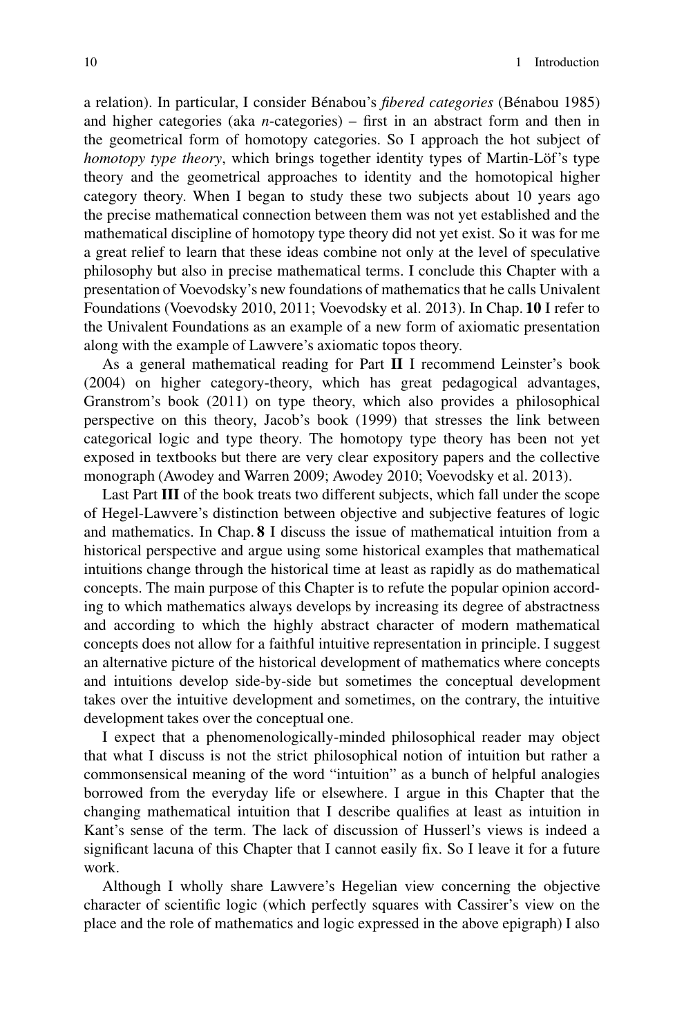a relation). In particular, I consider Bénabou's *fibered categories* (Bénabou 1985) and higher categories (aka *n*-categories) – first in an abstract form and then in the geometrical form of homotopy categories. So I approach the hot subject of *homotopy type theory*, which brings together identity types of Martin-Löf's type theory and the geometrical approaches to identity and the homotopical higher category theory. When I began to study these two subjects about 10 years ago the precise mathematical connection between them was not yet established and the mathematical discipline of homotopy type theory did not yet exist. So it was for me a great relief to learn that these ideas combine not only at the level of speculative philosophy but also in precise mathematical terms. I conclude this Chapter with a presentation of Voevodsky's new foundations of mathematics that he calls Univalent Foundations (Voevodsky 2010, 2011; Voevodsky et al. 2013). In Chap. **10** I refer to the Univalent Foundations as an example of a new form of axiomatic presentation along with the example of Lawvere's axiomatic topos theory.

As a general mathematical reading for Part **II** I recommend Leinster's book (2004) on higher category-theory, which has great pedagogical advantages, Granstrom's book (2011) on type theory, which also provides a philosophical perspective on this theory, Jacob's book (1999) that stresses the link between categorical logic and type theory. The homotopy type theory has been not yet exposed in textbooks but there are very clear expository papers and the collective monograph (Awodey and Warren 2009; Awodey 2010; Voevodsky et al. 2013).

Last Part **III** of the book treats two different subjects, which fall under the scope of Hegel-Lawvere's distinction between objective and subjective features of logic and mathematics. In Chap. **8** I discuss the issue of mathematical intuition from a historical perspective and argue using some historical examples that mathematical intuitions change through the historical time at least as rapidly as do mathematical concepts. The main purpose of this Chapter is to refute the popular opinion according to which mathematics always develops by increasing its degree of abstractness and according to which the highly abstract character of modern mathematical concepts does not allow for a faithful intuitive representation in principle. I suggest an alternative picture of the historical development of mathematics where concepts and intuitions develop side-by-side but sometimes the conceptual development takes over the intuitive development and sometimes, on the contrary, the intuitive development takes over the conceptual one.

I expect that a phenomenologically-minded philosophical reader may object that what I discuss is not the strict philosophical notion of intuition but rather a commonsensical meaning of the word "intuition" as a bunch of helpful analogies borrowed from the everyday life or elsewhere. I argue in this Chapter that the changing mathematical intuition that I describe qualifies at least as intuition in Kant's sense of the term. The lack of discussion of Husserl's views is indeed a significant lacuna of this Chapter that I cannot easily fix. So I leave it for a future work.

Although I wholly share Lawvere's Hegelian view concerning the objective character of scientific logic (which perfectly squares with Cassirer's view on the place and the role of mathematics and logic expressed in the above epigraph) I also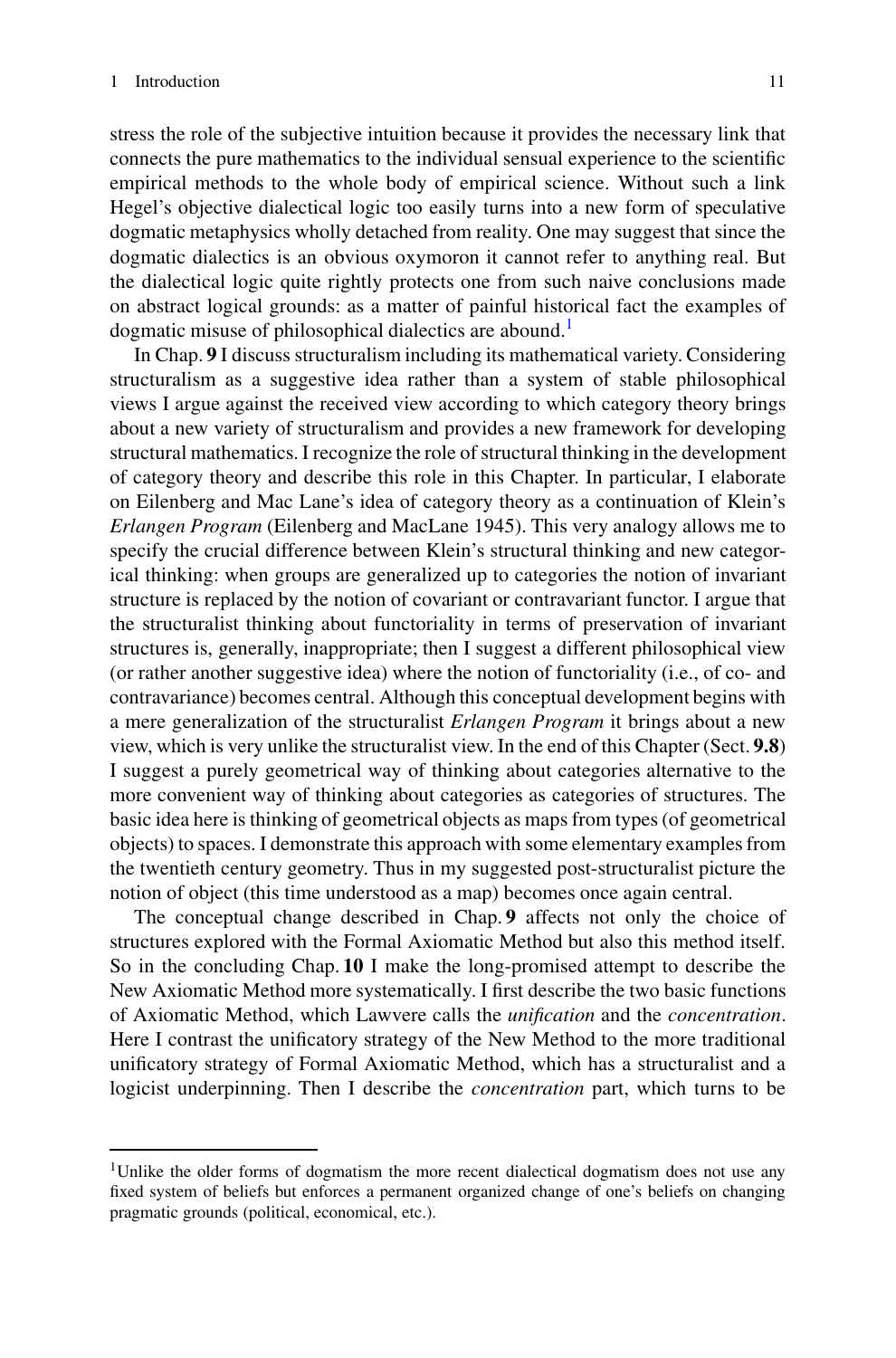stress the role of the subjective intuition because it provides the necessary link that connects the pure mathematics to the individual sensual experience to the scientific empirical methods to the whole body of empirical science. Without such a link Hegel's objective dialectical logic too easily turns into a new form of speculative dogmatic metaphysics wholly detached from reality. One may suggest that since the dogmatic dialectics is an obvious oxymoron it cannot refer to anything real. But the dialectical logic quite rightly protects one from such naive conclusions made on abstract logical grounds: as a matter of painful historical fact the examples of dogmatic misuse of philosophical dialectics are abound.[1]

In Chap. **9** I discuss structuralism including its mathematical variety. Considering structuralism as a suggestive idea rather than a system of stable philosophical views I argue against the received view according to which category theory brings about a new variety of structuralism and provides a new framework for developing structural mathematics. I recognize the role of structural thinking in the development of category theory and describe this role in this Chapter. In particular, I elaborate on Eilenberg and Mac Lane's idea of category theory as a continuation of Klein's *Erlangen Program* (Eilenberg and MacLane 1945). This very analogy allows me to specify the crucial difference between Klein's structural thinking and new categorical thinking: when groups are generalized up to categories the notion of invariant structure is replaced by the notion of covariant or contravariant functor. I argue that the structuralist thinking about functoriality in terms of preservation of invariant structures is, generally, inappropriate; then I suggest a different philosophical view (or rather another suggestive idea) where the notion of functoriality (i.e., of co- and contravariance) becomes central. Although this conceptual development begins with a mere generalization of the structuralist *Erlangen Program* it brings about a new view, which is very unlike the structuralist view. In the end of this Chapter (Sect. **9.8**) I suggest a purely geometrical way of thinking about categories alternative to the more convenient way of thinking about categories as categories of structures. The basic idea here is thinking of geometrical objects as maps from types (of geometrical objects) to spaces. I demonstrate this approach with some elementary examples from the twentieth century geometry. Thus in my suggested post-structuralist picture the notion of object (this time understood as a map) becomes once again central.

The conceptual change described in Chap. **9** affects not only the choice of structures explored with the Formal Axiomatic Method but also this method itself. So in the concluding Chap. **10** I make the long-promised attempt to describe the New Axiomatic Method more systematically. I first describe the two basic functions of Axiomatic Method, which Lawvere calls the *unification* and the *concentration*. Here I contrast the unificatory strategy of the New Method to the more traditional unificatory strategy of Formal Axiomatic Method, which has a structuralist and a logicist underpinning. Then I describe the *concentration* part, which turns to be

---

[1] Unlike the older forms of dogmatism the more recent dialectical dogmatism does not use any fixed system of beliefs but enforces a permanent organized change of one's beliefs on changing pragmatic grounds (political, economical, etc.).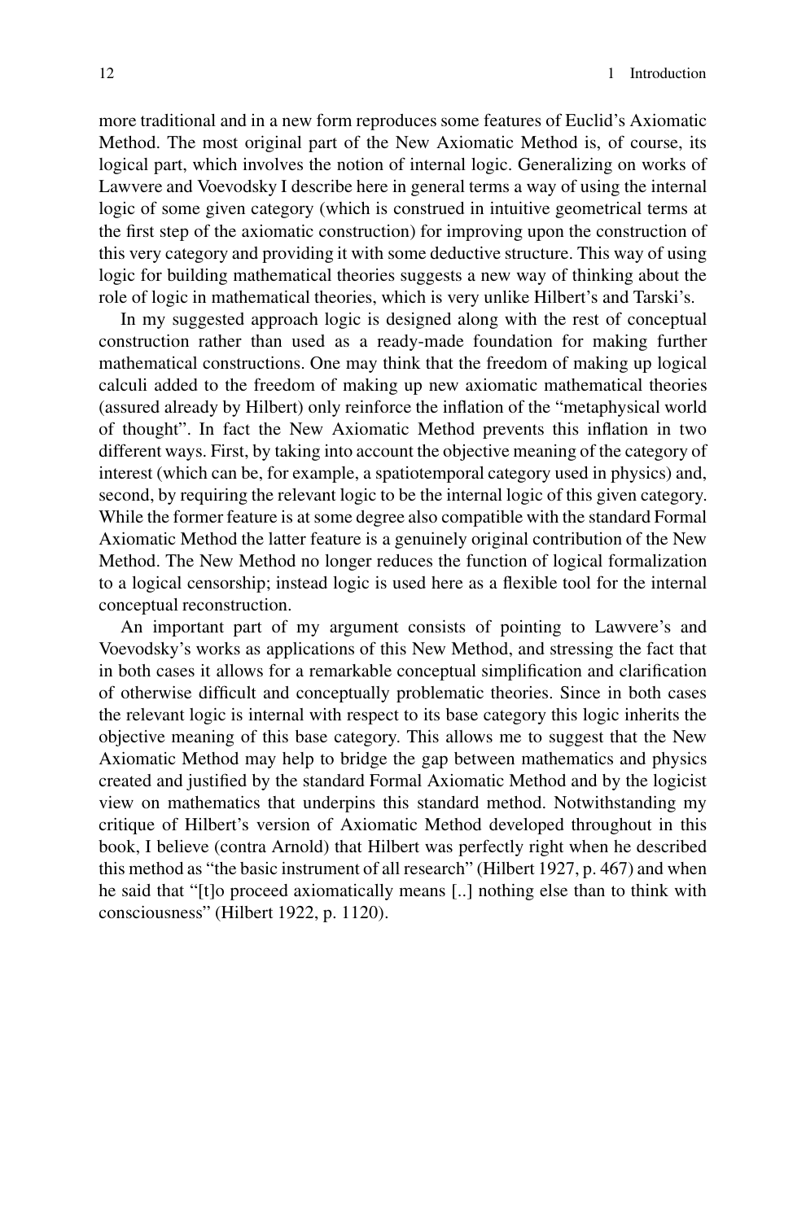more traditional and in a new form reproduces some features of Euclid's Axiomatic Method. The most original part of the New Axiomatic Method is, of course, its logical part, which involves the notion of internal logic. Generalizing on works of Lawvere and Voevodsky I describe here in general terms a way of using the internal logic of some given category (which is construed in intuitive geometrical terms at the first step of the axiomatic construction) for improving upon the construction of this very category and providing it with some deductive structure. This way of using logic for building mathematical theories suggests a new way of thinking about the role of logic in mathematical theories, which is very unlike Hilbert's and Tarski's.

In my suggested approach logic is designed along with the rest of conceptual construction rather than used as a ready-made foundation for making further mathematical constructions. One may think that the freedom of making up logical calculi added to the freedom of making up new axiomatic mathematical theories (assured already by Hilbert) only reinforce the inflation of the "metaphysical world of thought". In fact the New Axiomatic Method prevents this inflation in two different ways. First, by taking into account the objective meaning of the category of interest (which can be, for example, a spatiotemporal category used in physics) and, second, by requiring the relevant logic to be the internal logic of this given category. While the former feature is at some degree also compatible with the standard Formal Axiomatic Method the latter feature is a genuinely original contribution of the New Method. The New Method no longer reduces the function of logical formalization to a logical censorship; instead logic is used here as a flexible tool for the internal conceptual reconstruction.

An important part of my argument consists of pointing to Lawvere's and Voevodsky's works as applications of this New Method, and stressing the fact that in both cases it allows for a remarkable conceptual simplification and clarification of otherwise difficult and conceptually problematic theories. Since in both cases the relevant logic is internal with respect to its base category this logic inherits the objective meaning of this base category. This allows me to suggest that the New Axiomatic Method may help to bridge the gap between mathematics and physics created and justified by the standard Formal Axiomatic Method and by the logicist view on mathematics that underpins this standard method. Notwithstanding my critique of Hilbert's version of Axiomatic Method developed throughout in this book, I believe (contra Arnold) that Hilbert was perfectly right when he described this method as "the basic instrument of all research" (Hilbert 1927, p. 467) and when he said that "[t]o proceed axiomatically means [..] nothing else than to think with consciousness" (Hilbert 1922, p. 1120).